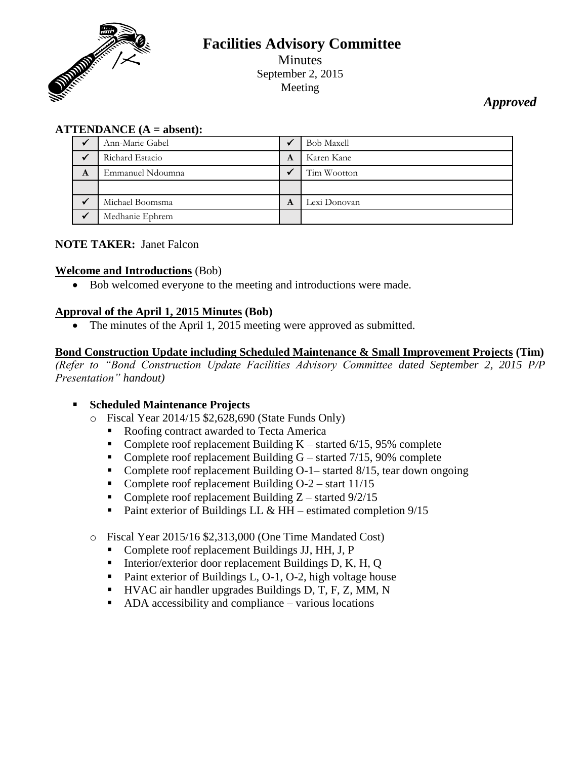# Facilities Advisory Committee

Minutes
September 2, 2015
Meeting

***Approved***

**ATTENDANCE (A = absent):**

| | | | |
|---|---|---|---|
| ✓ | Ann-Marie Gabel | ✓ | Bob Maxell |
| ✓ | Richard Estacio | A | Karen Kane |
| A | Emmanuel Ndoumna | ✓ | Tim Wootton |
| | | | |
| ✓ | Michael Boomsma | A | Lexi Donovan |
| ✓ | Medhanie Ephrem | | |

**NOTE TAKER:** Janet Falcon

**Welcome and Introductions** (Bob)

- Bob welcomed everyone to the meeting and introductions were made.

**Approval of the April 1, 2015 Minutes (Bob)**

- The minutes of the April 1, 2015 meeting were approved as submitted.

**Bond Construction Update including Scheduled Maintenance & Small Improvement Projects (Tim)**
*(Refer to "Bond Construction Update Facilities Advisory Committee dated September 2, 2015 P/P Presentation" handout)*

- **Scheduled Maintenance Projects**
  - Fiscal Year 2014/15 $2,628,690 (State Funds Only)
    - Roofing contract awarded to Tecta America
    - Complete roof replacement Building K – started 6/15, 95% complete
    - Complete roof replacement Building G – started 7/15, 90% complete
    - Complete roof replacement Building O-1– started 8/15, tear down ongoing
    - Complete roof replacement Building O-2 – start 11/15
    - Complete roof replacement Building Z – started 9/2/15
    - Paint exterior of Buildings LL & HH – estimated completion 9/15
  - Fiscal Year 2015/16 $2,313,000 (One Time Mandated Cost)
    - Complete roof replacement Buildings JJ, HH, J, P
    - Interior/exterior door replacement Buildings D, K, H, Q
    - Paint exterior of Buildings L, O-1, O-2, high voltage house
    - HVAC air handler upgrades Buildings D, T, F, Z, MM, N
    - ADA accessibility and compliance – various locations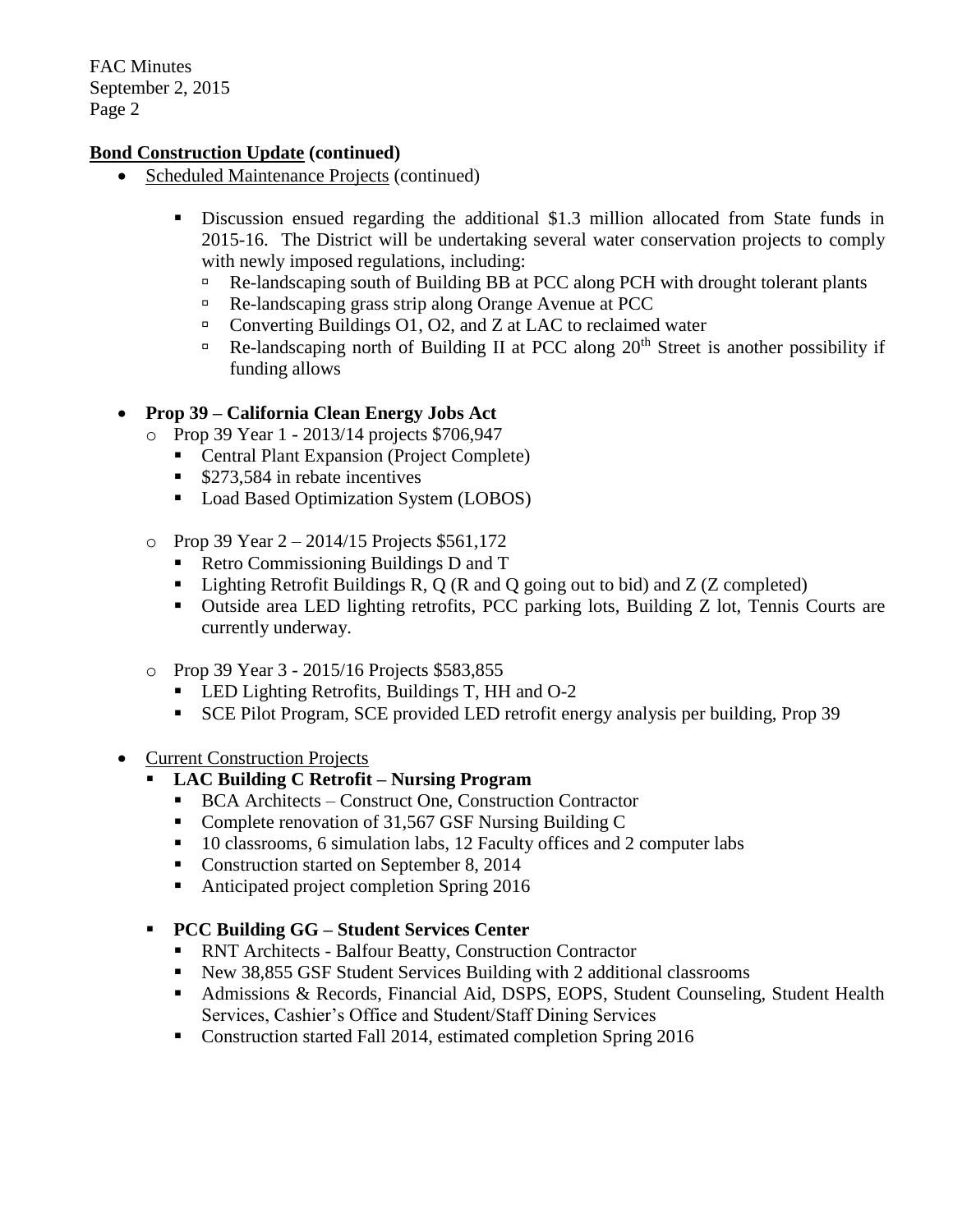**Bond Construction Update (continued)**

- Scheduled Maintenance Projects (continued)

    - Discussion ensued regarding the additional $1.3 million allocated from State funds in 2015-16. The District will be undertaking several water conservation projects to comply with newly imposed regulations, including:
        - Re-landscaping south of Building BB at PCC along PCH with drought tolerant plants
        - Re-landscaping grass strip along Orange Avenue at PCC
        - Converting Buildings O1, O2, and Z at LAC to reclaimed water
        - Re-landscaping north of Building II at PCC along 20th Street is another possibility if funding allows

- **Prop 39 – California Clean Energy Jobs Act**
    - Prop 39 Year 1 - 2013/14 projects $706,947
        - Central Plant Expansion (Project Complete)
        - $273,584 in rebate incentives
        - Load Based Optimization System (LOBOS)
    - Prop 39 Year 2 – 2014/15 Projects $561,172
        - Retro Commissioning Buildings D and T
        - Lighting Retrofit Buildings R, Q (R and Q going out to bid) and Z (Z completed)
        - Outside area LED lighting retrofits, PCC parking lots, Building Z lot, Tennis Courts are currently underway.
    - Prop 39 Year 3 - 2015/16 Projects $583,855
        - LED Lighting Retrofits, Buildings T, HH and O-2
        - SCE Pilot Program, SCE provided LED retrofit energy analysis per building, Prop 39

- Current Construction Projects
    - **LAC Building C Retrofit – Nursing Program**
        - BCA Architects – Construct One, Construction Contractor
        - Complete renovation of 31,567 GSF Nursing Building C
        - 10 classrooms, 6 simulation labs, 12 Faculty offices and 2 computer labs
        - Construction started on September 8, 2014
        - Anticipated project completion Spring 2016
    - **PCC Building GG – Student Services Center**
        - RNT Architects - Balfour Beatty, Construction Contractor
        - New 38,855 GSF Student Services Building with 2 additional classrooms
        - Admissions & Records, Financial Aid, DSPS, EOPS, Student Counseling, Student Health Services, Cashier's Office and Student/Staff Dining Services
        - Construction started Fall 2014, estimated completion Spring 2016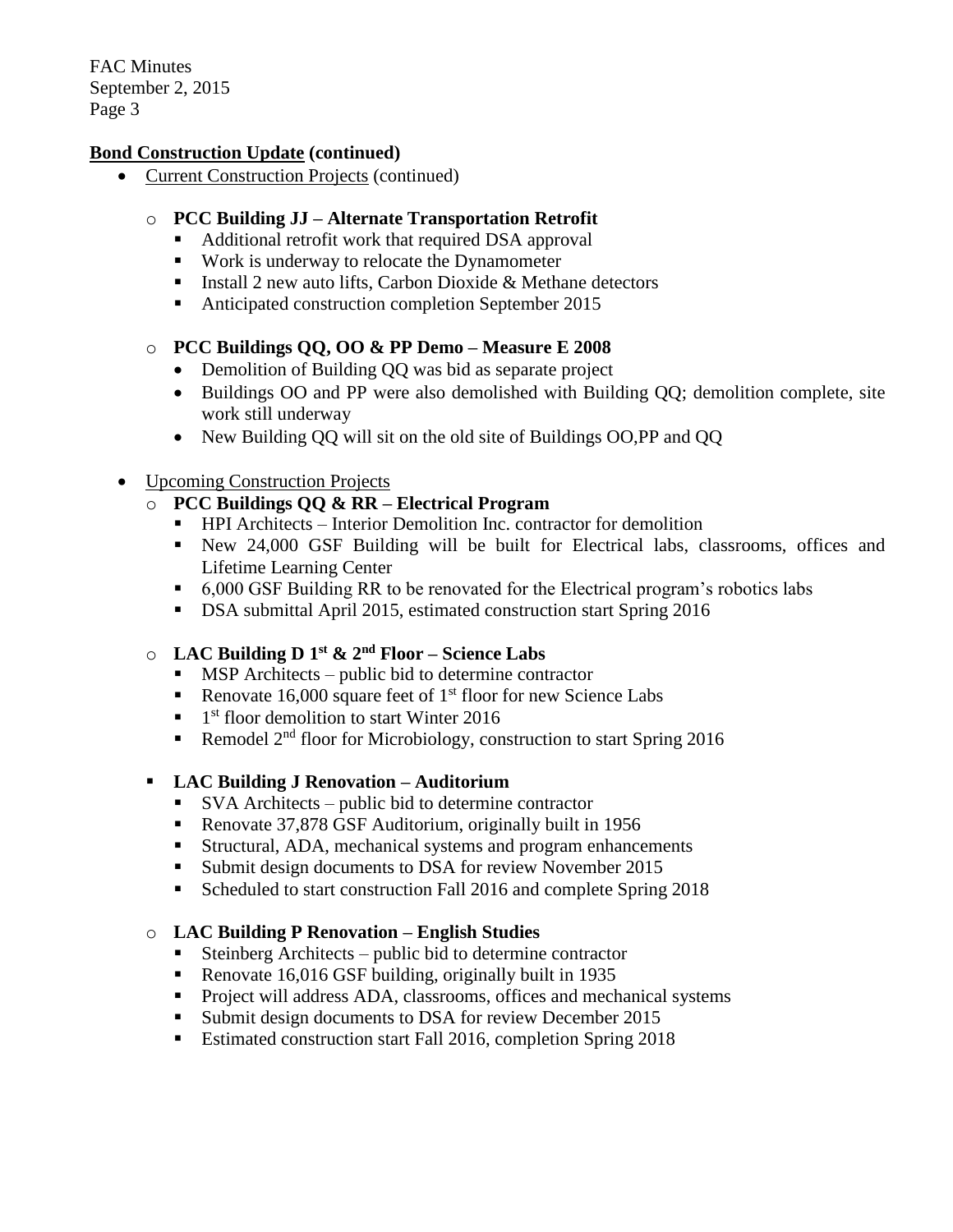## Bond Construction Update (continued)

- Current Construction Projects (continued)

    - **PCC Building JJ – Alternate Transportation Retrofit**
        - Additional retrofit work that required DSA approval
        - Work is underway to relocate the Dynamometer
        - Install 2 new auto lifts, Carbon Dioxide & Methane detectors
        - Anticipated construction completion September 2015

    - **PCC Buildings QQ, OO & PP Demo – Measure E 2008**
        - Demolition of Building QQ was bid as separate project
        - Buildings OO and PP were also demolished with Building QQ; demolition complete, site work still underway
        - New Building QQ will sit on the old site of Buildings OO,PP and QQ

- Upcoming Construction Projects
    - **PCC Buildings QQ & RR – Electrical Program**
        - HPI Architects – Interior Demolition Inc. contractor for demolition
        - New 24,000 GSF Building will be built for Electrical labs, classrooms, offices and Lifetime Learning Center
        - 6,000 GSF Building RR to be renovated for the Electrical program's robotics labs
        - DSA submittal April 2015, estimated construction start Spring 2016

    - **LAC Building D 1st & 2nd Floor – Science Labs**
        - MSP Architects – public bid to determine contractor
        - Renovate 16,000 square feet of 1st floor for new Science Labs
        - 1st floor demolition to start Winter 2016
        - Remodel 2nd floor for Microbiology, construction to start Spring 2016

    - **LAC Building J Renovation – Auditorium**
        - SVA Architects – public bid to determine contractor
        - Renovate 37,878 GSF Auditorium, originally built in 1956
        - Structural, ADA, mechanical systems and program enhancements
        - Submit design documents to DSA for review November 2015
        - Scheduled to start construction Fall 2016 and complete Spring 2018

    - **LAC Building P Renovation – English Studies**
        - Steinberg Architects – public bid to determine contractor
        - Renovate 16,016 GSF building, originally built in 1935
        - Project will address ADA, classrooms, offices and mechanical systems
        - Submit design documents to DSA for review December 2015
        - Estimated construction start Fall 2016, completion Spring 2018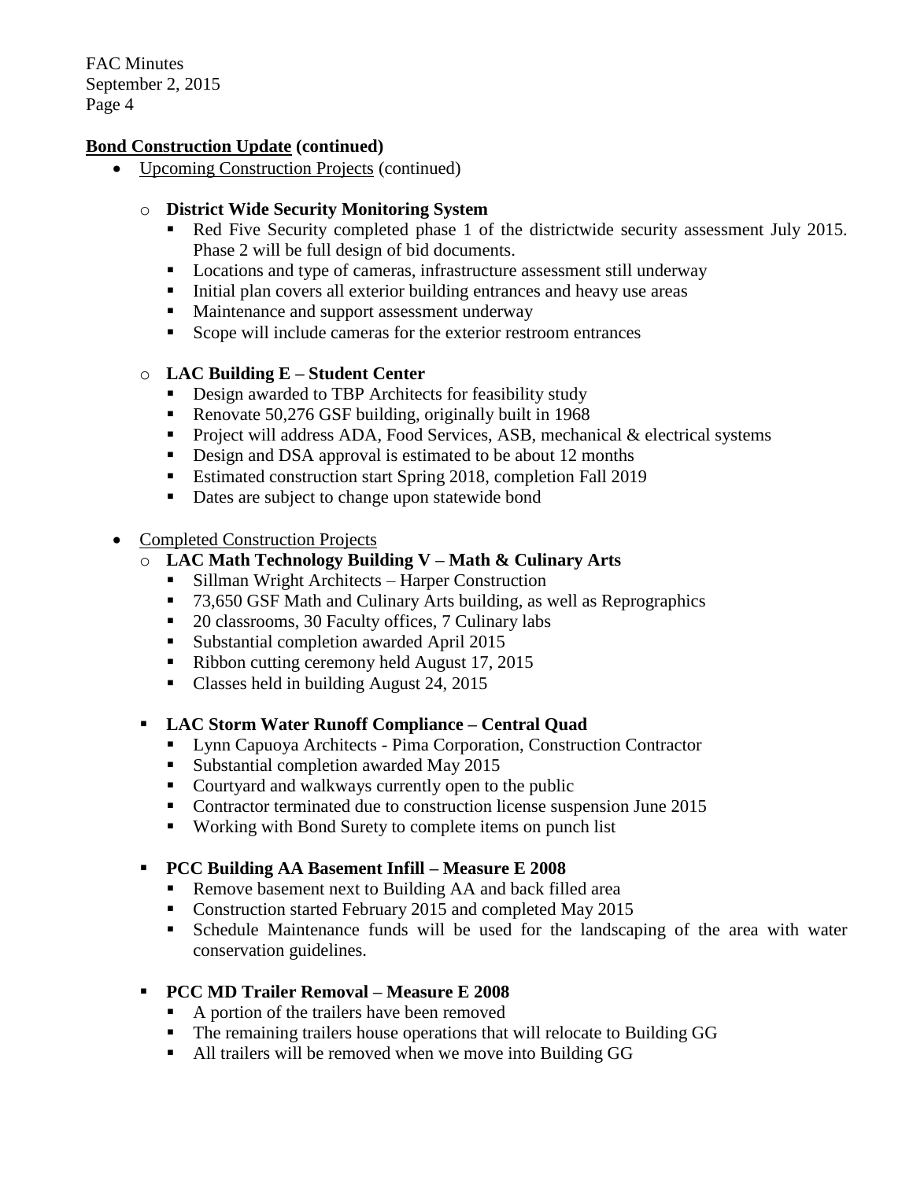**Bond Construction Update (continued)**

- Upcoming Construction Projects (continued)

  - **District Wide Security Monitoring System**
    - Red Five Security completed phase 1 of the districtwide security assessment July 2015. Phase 2 will be full design of bid documents.
    - Locations and type of cameras, infrastructure assessment still underway
    - Initial plan covers all exterior building entrances and heavy use areas
    - Maintenance and support assessment underway
    - Scope will include cameras for the exterior restroom entrances

  - **LAC Building E – Student Center**
    - Design awarded to TBP Architects for feasibility study
    - Renovate 50,276 GSF building, originally built in 1968
    - Project will address ADA, Food Services, ASB, mechanical & electrical systems
    - Design and DSA approval is estimated to be about 12 months
    - Estimated construction start Spring 2018, completion Fall 2019
    - Dates are subject to change upon statewide bond

- Completed Construction Projects
  - **LAC Math Technology Building V – Math & Culinary Arts**
    - Sillman Wright Architects – Harper Construction
    - 73,650 GSF Math and Culinary Arts building, as well as Reprographics
    - 20 classrooms, 30 Faculty offices, 7 Culinary labs
    - Substantial completion awarded April 2015
    - Ribbon cutting ceremony held August 17, 2015
    - Classes held in building August 24, 2015

  - **LAC Storm Water Runoff Compliance – Central Quad**
    - Lynn Capuoya Architects - Pima Corporation, Construction Contractor
    - Substantial completion awarded May 2015
    - Courtyard and walkways currently open to the public
    - Contractor terminated due to construction license suspension June 2015
    - Working with Bond Surety to complete items on punch list

  - **PCC Building AA Basement Infill – Measure E 2008**
    - Remove basement next to Building AA and back filled area
    - Construction started February 2015 and completed May 2015
    - Schedule Maintenance funds will be used for the landscaping of the area with water conservation guidelines.

  - **PCC MD Trailer Removal – Measure E 2008**
    - A portion of the trailers have been removed
    - The remaining trailers house operations that will relocate to Building GG
    - All trailers will be removed when we move into Building GG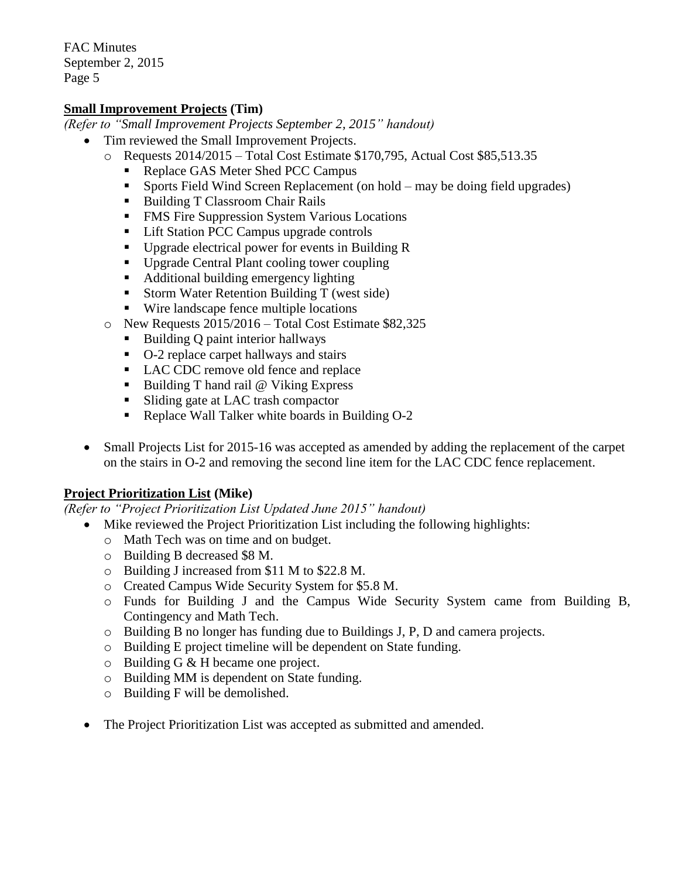**<u>Small Improvement Projects</u> (Tim)**

*(Refer to "Small Improvement Projects September 2, 2015" handout)*

- Tim reviewed the Small Improvement Projects.
  - Requests 2014/2015 – Total Cost Estimate $170,795, Actual Cost $85,513.35
    - Replace GAS Meter Shed PCC Campus
    - Sports Field Wind Screen Replacement (on hold – may be doing field upgrades)
    - Building T Classroom Chair Rails
    - FMS Fire Suppression System Various Locations
    - Lift Station PCC Campus upgrade controls
    - Upgrade electrical power for events in Building R
    - Upgrade Central Plant cooling tower coupling
    - Additional building emergency lighting
    - Storm Water Retention Building T (west side)
    - Wire landscape fence multiple locations
  - New Requests 2015/2016 – Total Cost Estimate $82,325
    - Building Q paint interior hallways
    - O-2 replace carpet hallways and stairs
    - LAC CDC remove old fence and replace
    - Building T hand rail @ Viking Express
    - Sliding gate at LAC trash compactor
    - Replace Wall Talker white boards in Building O-2

- Small Projects List for 2015-16 was accepted as amended by adding the replacement of the carpet on the stairs in O-2 and removing the second line item for the LAC CDC fence replacement.

**<u>Project Prioritization List</u> (Mike)**

*(Refer to "Project Prioritization List Updated June 2015" handout)*

- Mike reviewed the Project Prioritization List including the following highlights:
  - Math Tech was on time and on budget.
  - Building B decreased $8 M.
  - Building J increased from $11 M to $22.8 M.
  - Created Campus Wide Security System for $5.8 M.
  - Funds for Building J and the Campus Wide Security System came from Building B, Contingency and Math Tech.
  - Building B no longer has funding due to Buildings J, P, D and camera projects.
  - Building E project timeline will be dependent on State funding.
  - Building G & H became one project.
  - Building MM is dependent on State funding.
  - Building F will be demolished.

- The Project Prioritization List was accepted as submitted and amended.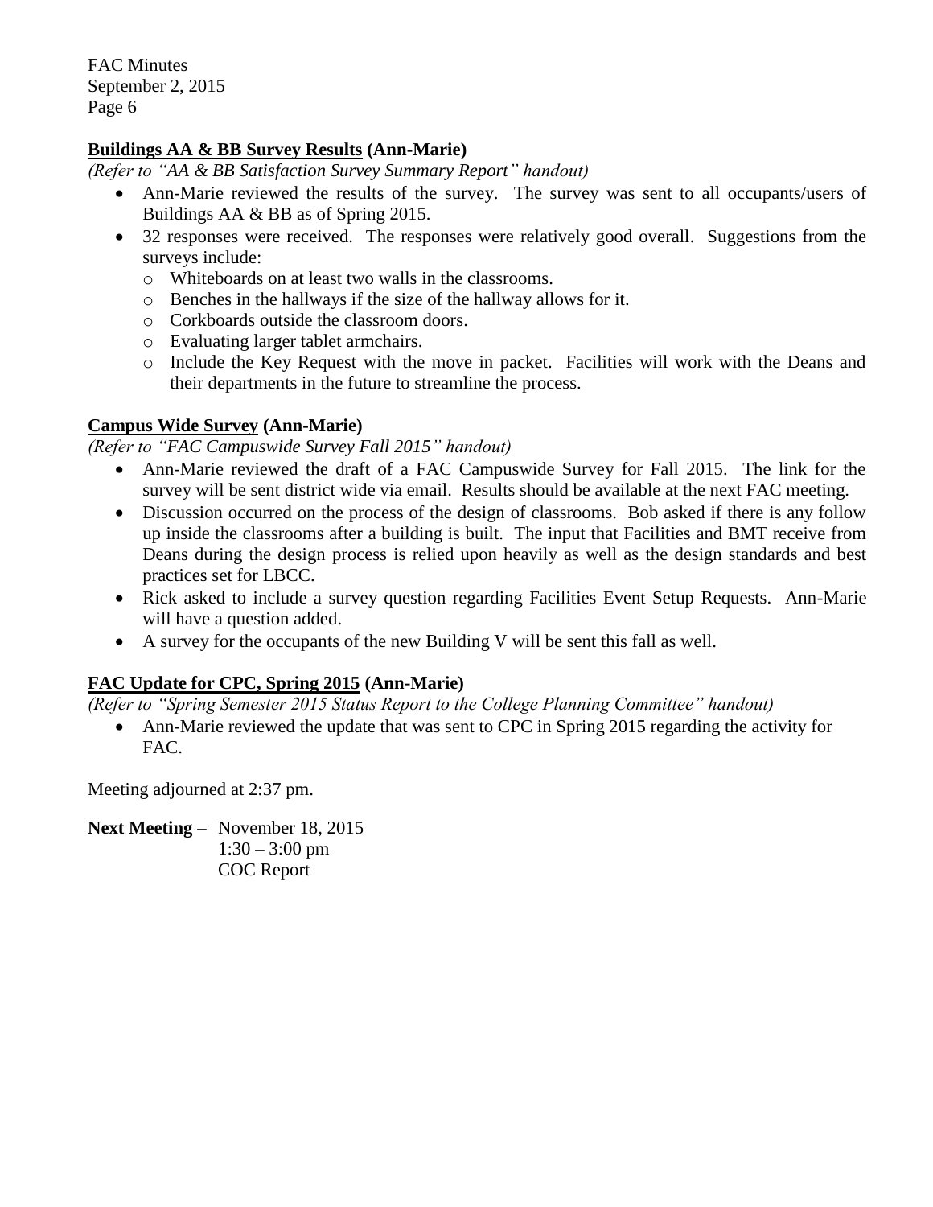**Buildings AA & BB Survey Results (Ann-Marie)**

*(Refer to "AA & BB Satisfaction Survey Summary Report" handout)*

- Ann-Marie reviewed the results of the survey. The survey was sent to all occupants/users of Buildings AA & BB as of Spring 2015.
- 32 responses were received. The responses were relatively good overall. Suggestions from the surveys include:
  - Whiteboards on at least two walls in the classrooms.
  - Benches in the hallways if the size of the hallway allows for it.
  - Corkboards outside the classroom doors.
  - Evaluating larger tablet armchairs.
  - Include the Key Request with the move in packet. Facilities will work with the Deans and their departments in the future to streamline the process.

**Campus Wide Survey (Ann-Marie)**

*(Refer to "FAC Campuswide Survey Fall 2015" handout)*

- Ann-Marie reviewed the draft of a FAC Campuswide Survey for Fall 2015. The link for the survey will be sent district wide via email. Results should be available at the next FAC meeting.
- Discussion occurred on the process of the design of classrooms. Bob asked if there is any follow up inside the classrooms after a building is built. The input that Facilities and BMT receive from Deans during the design process is relied upon heavily as well as the design standards and best practices set for LBCC.
- Rick asked to include a survey question regarding Facilities Event Setup Requests. Ann-Marie will have a question added.
- A survey for the occupants of the new Building V will be sent this fall as well.

**FAC Update for CPC, Spring 2015 (Ann-Marie)**

*(Refer to "Spring Semester 2015 Status Report to the College Planning Committee" handout)*

- Ann-Marie reviewed the update that was sent to CPC in Spring 2015 regarding the activity for FAC.

Meeting adjourned at 2:37 pm.

**Next Meeting** – November 18, 2015
1:30 – 3:00 pm
COC Report